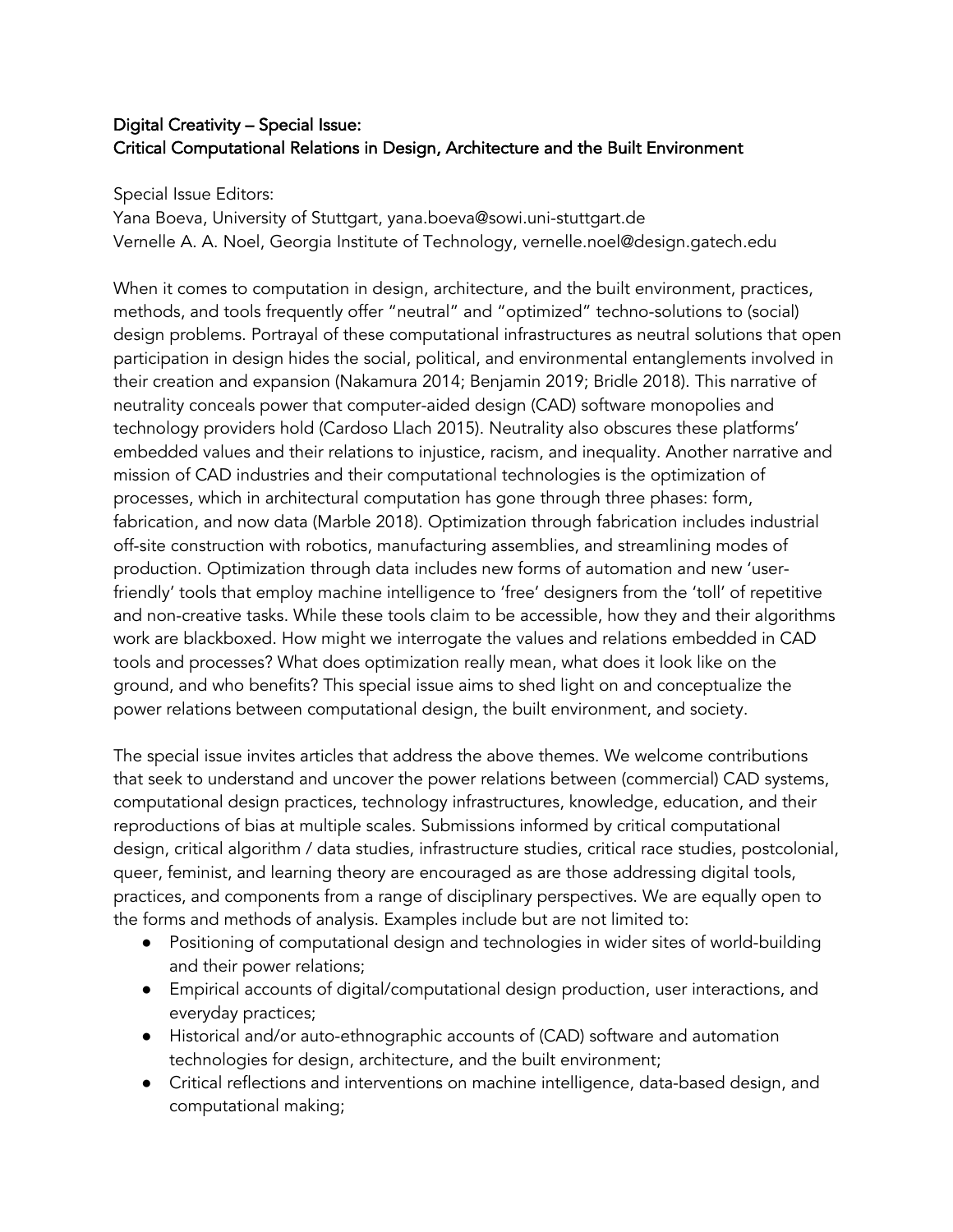**Digital Creativity – Special Issue:**
**Critical Computational Relations in Design, Architecture and the Built Environment**

Special Issue Editors:
Yana Boeva, University of Stuttgart, yana.boeva@sowi.uni-stuttgart.de
Vernelle A. A. Noel, Georgia Institute of Technology, vernelle.noel@design.gatech.edu

When it comes to computation in design, architecture, and the built environment, practices, methods, and tools frequently offer "neutral" and "optimized" techno-solutions to (social) design problems. Portrayal of these computational infrastructures as neutral solutions that open participation in design hides the social, political, and environmental entanglements involved in their creation and expansion (Nakamura 2014; Benjamin 2019; Bridle 2018). This narrative of neutrality conceals power that computer-aided design (CAD) software monopolies and technology providers hold (Cardoso Llach 2015). Neutrality also obscures these platforms' embedded values and their relations to injustice, racism, and inequality. Another narrative and mission of CAD industries and their computational technologies is the optimization of processes, which in architectural computation has gone through three phases: form, fabrication, and now data (Marble 2018). Optimization through fabrication includes industrial off-site construction with robotics, manufacturing assemblies, and streamlining modes of production. Optimization through data includes new forms of automation and new 'user-friendly' tools that employ machine intelligence to 'free' designers from the 'toll' of repetitive and non-creative tasks. While these tools claim to be accessible, how they and their algorithms work are blackboxed. How might we interrogate the values and relations embedded in CAD tools and processes? What does optimization really mean, what does it look like on the ground, and who benefits? This special issue aims to shed light on and conceptualize the power relations between computational design, the built environment, and society.

The special issue invites articles that address the above themes. We welcome contributions that seek to understand and uncover the power relations between (commercial) CAD systems, computational design practices, technology infrastructures, knowledge, education, and their reproductions of bias at multiple scales. Submissions informed by critical computational design, critical algorithm / data studies, infrastructure studies, critical race studies, postcolonial, queer, feminist, and learning theory are encouraged as are those addressing digital tools, practices, and components from a range of disciplinary perspectives. We are equally open to the forms and methods of analysis. Examples include but are not limited to:

- Positioning of computational design and technologies in wider sites of world-building and their power relations;
- Empirical accounts of digital/computational design production, user interactions, and everyday practices;
- Historical and/or auto-ethnographic accounts of (CAD) software and automation technologies for design, architecture, and the built environment;
- Critical reflections and interventions on machine intelligence, data-based design, and computational making;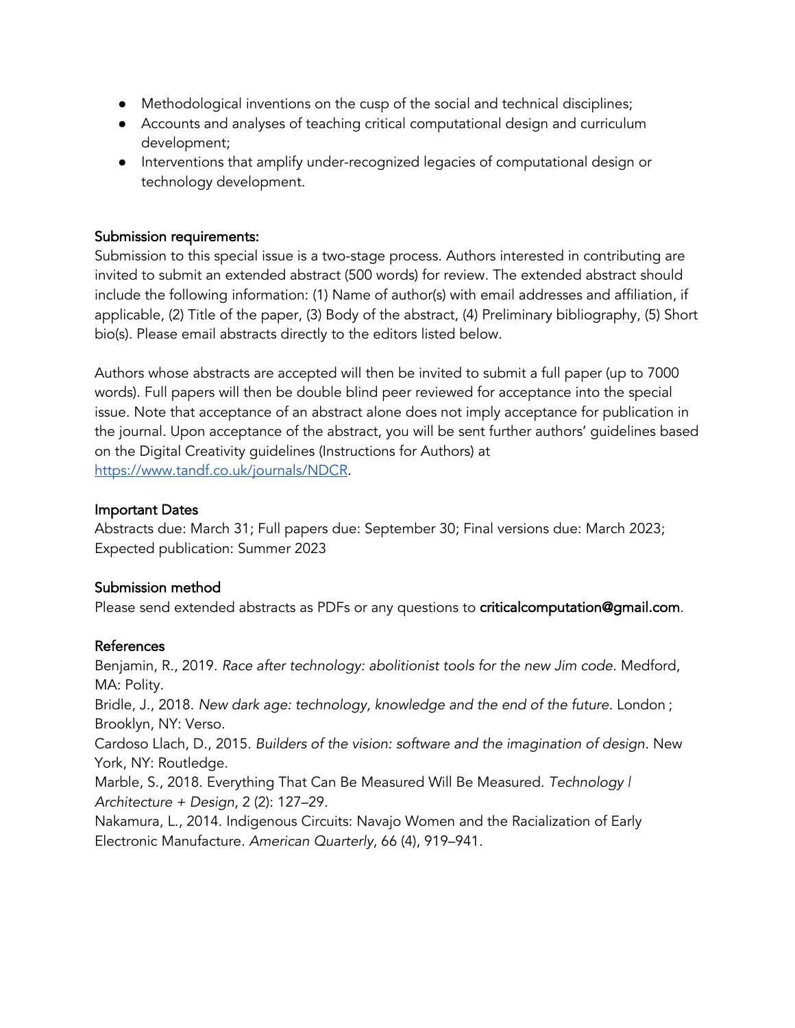- Methodological inventions on the cusp of the social and technical disciplines;
- Accounts and analyses of teaching critical computational design and curriculum development;
- Interventions that amplify under-recognized legacies of computational design or technology development.

## Submission requirements:

Submission to this special issue is a two-stage process. Authors interested in contributing are invited to submit an extended abstract (500 words) for review. The extended abstract should include the following information: (1) Name of author(s) with email addresses and affiliation, if applicable, (2) Title of the paper, (3) Body of the abstract, (4) Preliminary bibliography, (5) Short bio(s). Please email abstracts directly to the editors listed below.

Authors whose abstracts are accepted will then be invited to submit a full paper (up to 7000 words). Full papers will then be double blind peer reviewed for acceptance into the special issue. Note that acceptance of an abstract alone does not imply acceptance for publication in the journal. Upon acceptance of the abstract, you will be sent further authors' guidelines based on the Digital Creativity guidelines (Instructions for Authors) at [https://www.tandf.co.uk/journals/NDCR](https://www.tandf.co.uk/journals/NDCR).

## Important Dates

Abstracts due: March 31; Full papers due: September 30; Final versions due: March 2023; Expected publication: Summer 2023

## Submission method

Please send extended abstracts as PDFs or any questions to **criticalcomputation@gmail.com**.

## References

Benjamin, R., 2019. *Race after technology: abolitionist tools for the new Jim code*. Medford, MA: Polity.

Bridle, J., 2018. *New dark age: technology, knowledge and the end of the future*. London ; Brooklyn, NY: Verso.

Cardoso Llach, D., 2015. *Builders of the vision: software and the imagination of design*. New York, NY: Routledge.

Marble, S., 2018. Everything That Can Be Measured Will Be Measured. *Technology | Architecture + Design*, 2 (2): 127–29.

Nakamura, L., 2014. Indigenous Circuits: Navajo Women and the Racialization of Early Electronic Manufacture. *American Quarterly*, 66 (4), 919–941.